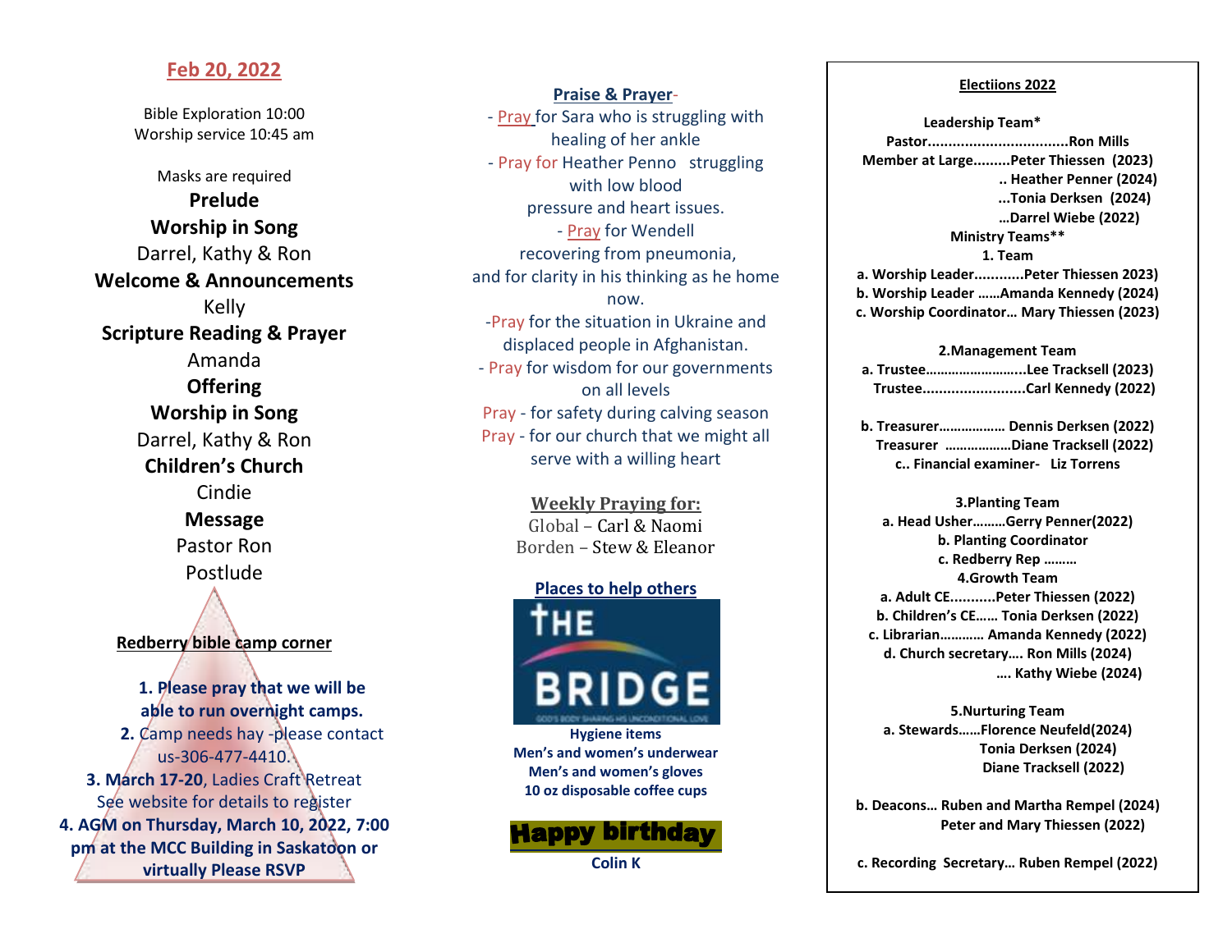## Feb 20, 2022

Bible Exploration 10:00
Worship service 10:45 am

Masks are required

**Prelude**

**Worship in Song**
Darrel, Kathy & Ron

**Welcome & Announcements**
Kelly

**Scripture Reading & Prayer**
Amanda

**Offering**

**Worship in Song**
Darrel, Kathy & Ron

**Children's Church**
Cindie

**Message**
Pastor Ron

Postlude

### Redberry bible camp corner

1. **Please pray that we will be able to run overnight camps.**
2. Camp needs hay -please contact us-306-477-4410.
3. **March 17-20**, Ladies Craft Retreat See website for details to register
4. **AGM on Thursday, March 10, 2022, 7:00 pm at the MCC Building in Saskatoon or virtually Please RSVP**

### Praise & Prayer-

- Pray for Sara who is struggling with healing of her ankle
- Pray for Heather Penno struggling with low blood pressure and heart issues.
- Pray for Wendell recovering from pneumonia, and for clarity in his thinking as he home now.
- Pray for the situation in Ukraine and displaced people in Afghanistan.
- Pray for wisdom for our governments on all levels
- Pray - for safety during calving season
- Pray - for our church that we might all serve with a willing heart

### Weekly Praying for:

Global – Carl & Naomi
Borden – Stew & Eleanor

### Places to help others

THE BRIDGE
GOD'S BODY SHARING HIS UNCONDITIONAL LOVE

**Hygiene items**
**Men's and women's underwear**
**Men's and women's gloves**
**10 oz disposable coffee cups**

**Happy birthday**
**Colin K**

### Electiions 2022

**Leadership Team***
**Pastor..................................Ron Mills**
**Member at Large.........Peter Thiessen (2023)**
**.. Heather Penner (2024)**
**...Tonia Derksen (2024)**
**…Darrel Wiebe (2022)**

**Ministry Teams****

**1. Team**
**a. Worship Leader............Peter Thiessen 2023)**
**b. Worship Leader ……Amanda Kennedy (2024)**
**c. Worship Coordinator… Mary Thiessen (2023)**

**2.Management Team**
**a. Trustee……………………...Lee Tracksell (2023)**
**Trustee.........................Carl Kennedy (2022)**

**b. Treasurer……………… Dennis Derksen (2022)**
**Treasurer ………………Diane Tracksell (2022)**
**c.. Financial examiner- Liz Torrens**

**3.Planting Team**
**a. Head Usher………Gerry Penner(2022)**
**b. Planting Coordinator**
**c. Redberry Rep ………**

**4.Growth Team**
**a. Adult CE...........Peter Thiessen (2022)**
**b. Children's CE…… Tonia Derksen (2022)**
**c. Librarian………… Amanda Kennedy (2022)**
**d. Church secretary…. Ron Mills (2024)**
**…. Kathy Wiebe (2024)**

**5.Nurturing Team**
**a. Stewards……Florence Neufeld(2024)**
**Tonia Derksen (2024)**
**Diane Tracksell (2022)**

**b. Deacons… Ruben and Martha Rempel (2024)**
**Peter and Mary Thiessen (2022)**

**c. Recording Secretary… Ruben Rempel (2022)**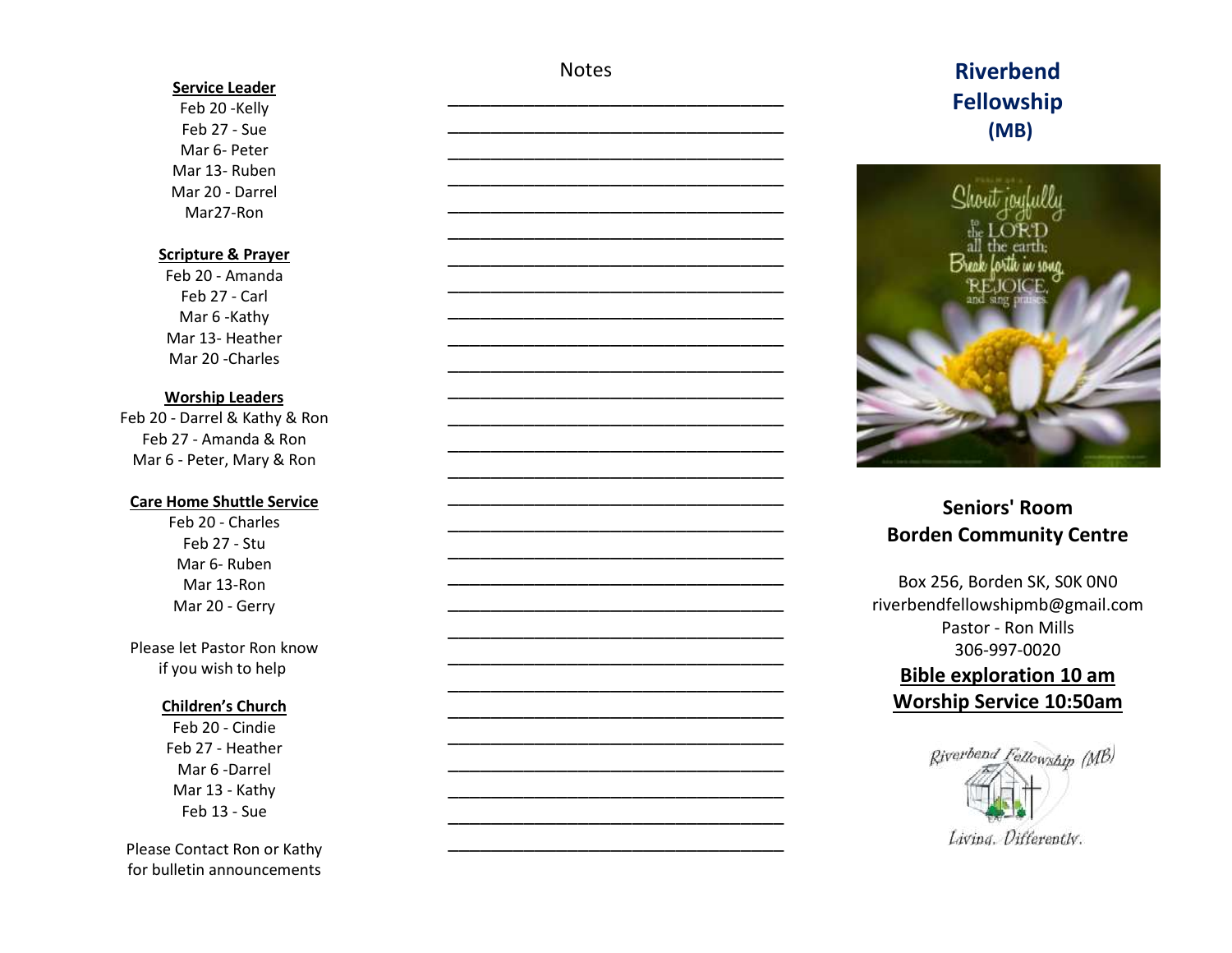**Service Leader**

Feb 20 -Kelly
Feb 27 - Sue
Mar 6- Peter
Mar 13- Ruben
Mar 20 - Darrel
Mar27-Ron

**Scripture & Prayer**

Feb 20 - Amanda
Feb 27 - Carl
Mar 6 -Kathy
Mar 13- Heather
Mar 20 -Charles

**Worship Leaders**

Feb 20 - Darrel & Kathy & Ron
Feb 27 - Amanda & Ron
Mar 6 - Peter, Mary & Ron

**Care Home Shuttle Service**

Feb 20 - Charles
Feb 27 - Stu
Mar 6- Ruben
Mar 13-Ron
Mar 20 - Gerry

Please let Pastor Ron know if you wish to help

**Children's Church**

Feb 20 - Cindie
Feb 27 - Heather
Mar 6 -Darrel
Mar 13 - Kathy
Feb 13 - Sue

Please Contact Ron or Kathy for bulletin announcements

Notes

______________________________________
______________________________________
______________________________________
______________________________________
______________________________________
______________________________________
______________________________________
______________________________________
______________________________________
______________________________________
______________________________________
______________________________________
______________________________________
______________________________________
______________________________________
______________________________________
______________________________________
______________________________________
______________________________________
______________________________________
______________________________________
______________________________________
______________________________________
______________________________________
______________________________________
______________________________________
______________________________________
______________________________________
______________________________________

# Riverbend Fellowship (MB)

Shout joyfully to the LORD all the earth; Break forth in song, REJOICE, and sing praises.

**Seniors' Room**
**Borden Community Centre**

Box 256, Borden SK, S0K 0N0
riverbendfellowshipmb@gmail.com
Pastor - Ron Mills
306-997-0020

**Bible exploration 10 am**
**Worship Service 10:50am**

Riverbend Fellowship (MB)
Living. Differently.